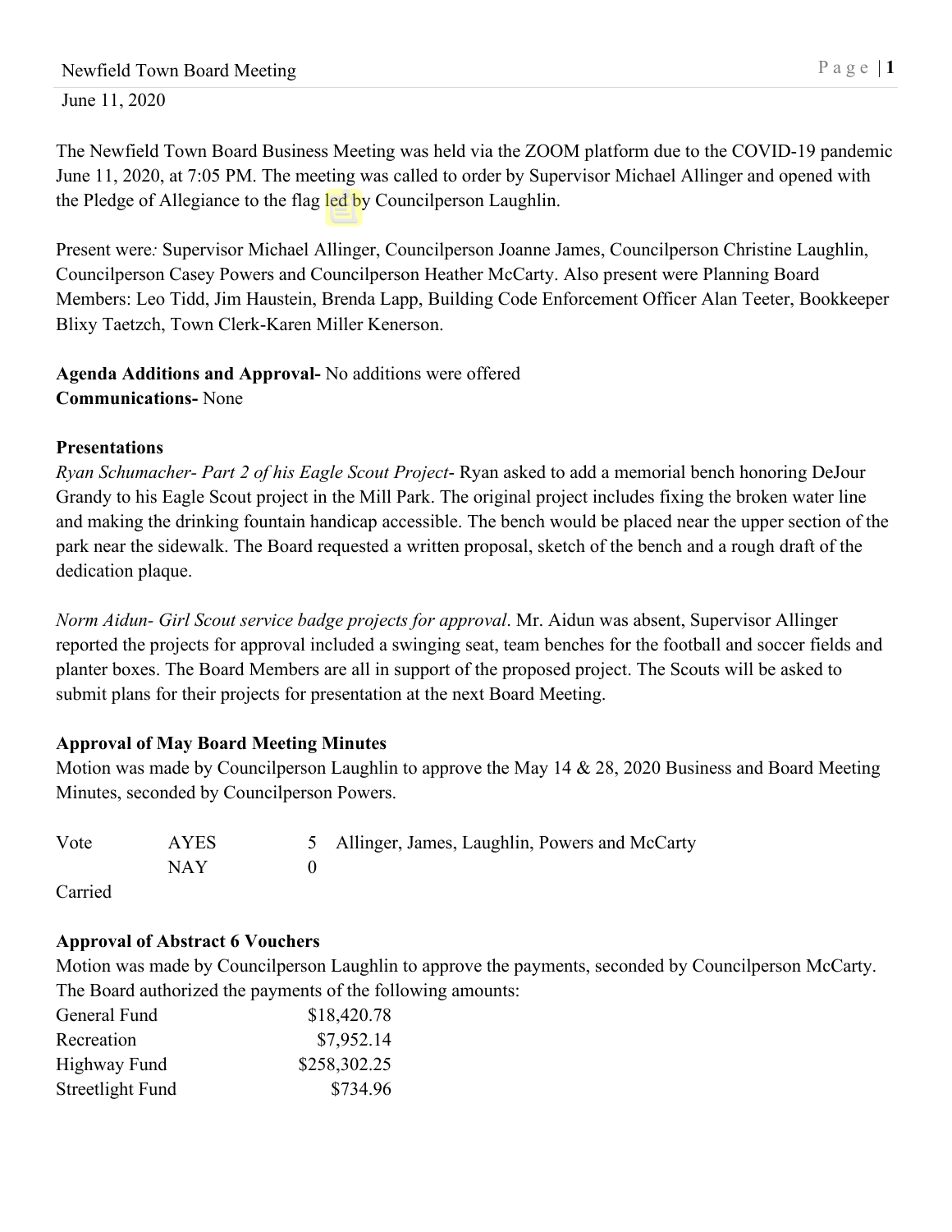June 11, 2020

The Newfield Town Board Business Meeting was held via the ZOOM platform due to the COVID-19 pandemic June 11, 2020, at 7:05 PM. The meeting was called to order by Supervisor Michael Allinger and opened with the Pledge of Allegiance to the flag led by Councilperson Laughlin.

Present were*:* Supervisor Michael Allinger, Councilperson Joanne James, Councilperson Christine Laughlin, Councilperson Casey Powers and Councilperson Heather McCarty. Also present were Planning Board Members: Leo Tidd, Jim Haustein, Brenda Lapp, Building Code Enforcement Officer Alan Teeter, Bookkeeper Blixy Taetzch, Town Clerk-Karen Miller Kenerson.

**Agenda Additions and Approval-** No additions were offered
**Communications-** None

**Presentations**

*Ryan Schumacher- Part 2 of his Eagle Scout Project-* Ryan asked to add a memorial bench honoring DeJour Grandy to his Eagle Scout project in the Mill Park. The original project includes fixing the broken water line and making the drinking fountain handicap accessible. The bench would be placed near the upper section of the park near the sidewalk. The Board requested a written proposal, sketch of the bench and a rough draft of the dedication plaque.

*Norm Aidun- Girl Scout service badge projects for approval*. Mr. Aidun was absent, Supervisor Allinger reported the projects for approval included a swinging seat, team benches for the football and soccer fields and planter boxes. The Board Members are all in support of the proposed project. The Scouts will be asked to submit plans for their projects for presentation at the next Board Meeting.

**Approval of May Board Meeting Minutes**

Motion was made by Councilperson Laughlin to approve the May 14 & 28, 2020 Business and Board Meeting Minutes, seconded by Councilperson Powers.

| Vote | AYES | 5 | Allinger, James, Laughlin, Powers and McCarty |
|---|---|---|---|
| | NAY | 0 | |

Carried

**Approval of Abstract 6 Vouchers**

Motion was made by Councilperson Laughlin to approve the payments, seconded by Councilperson McCarty. The Board authorized the payments of the following amounts:

| Fund | Amount |
|---|---|
| General Fund | $18,420.78 |
| Recreation | $7,952.14 |
| Highway Fund | $258,302.25 |
| Streetlight Fund | $734.96 |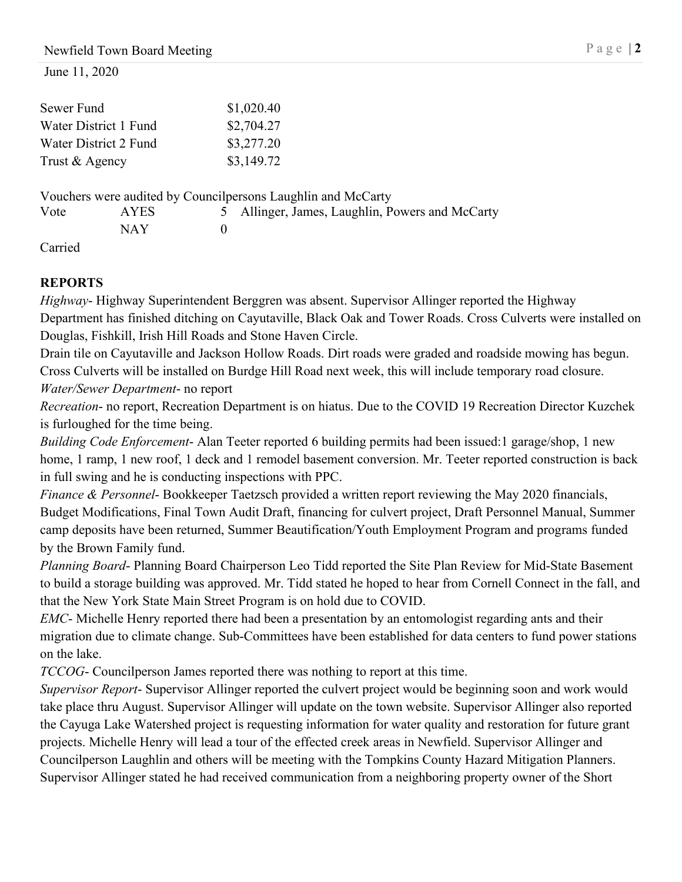June 11, 2020

| | |
|---|---|
| Sewer Fund | $1,020.40 |
| Water District 1 Fund | $2,704.27 |
| Water District 2 Fund | $3,277.20 |
| Trust & Agency | $3,149.72 |

Vouchers were audited by Councilpersons Laughlin and McCarty

| | | | |
|---|---|---|---|
| Vote | AYES | 5 | Allinger, James, Laughlin, Powers and McCarty |
| | NAY | 0 | |

Carried

**REPORTS**

*Highway*- Highway Superintendent Berggren was absent. Supervisor Allinger reported the Highway Department has finished ditching on Cayutaville, Black Oak and Tower Roads. Cross Culverts were installed on Douglas, Fishkill, Irish Hill Roads and Stone Haven Circle.

Drain tile on Cayutaville and Jackson Hollow Roads. Dirt roads were graded and roadside mowing has begun. Cross Culverts will be installed on Burdge Hill Road next week, this will include temporary road closure.

*Water/Sewer Department*- no report

*Recreation*- no report, Recreation Department is on hiatus. Due to the COVID 19 Recreation Director Kuzchek is furloughed for the time being.

*Building Code Enforcement*- Alan Teeter reported 6 building permits had been issued:1 garage/shop, 1 new home, 1 ramp, 1 new roof, 1 deck and 1 remodel basement conversion. Mr. Teeter reported construction is back in full swing and he is conducting inspections with PPC.

*Finance & Personnel*- Bookkeeper Taetzsch provided a written report reviewing the May 2020 financials, Budget Modifications, Final Town Audit Draft, financing for culvert project, Draft Personnel Manual, Summer camp deposits have been returned, Summer Beautification/Youth Employment Program and programs funded by the Brown Family fund.

*Planning Board*- Planning Board Chairperson Leo Tidd reported the Site Plan Review for Mid-State Basement to build a storage building was approved. Mr. Tidd stated he hoped to hear from Cornell Connect in the fall, and that the New York State Main Street Program is on hold due to COVID.

*EMC*- Michelle Henry reported there had been a presentation by an entomologist regarding ants and their migration due to climate change. Sub-Committees have been established for data centers to fund power stations on the lake.

*TCCOG*- Councilperson James reported there was nothing to report at this time.

*Supervisor Report*- Supervisor Allinger reported the culvert project would be beginning soon and work would take place thru August. Supervisor Allinger will update on the town website. Supervisor Allinger also reported the Cayuga Lake Watershed project is requesting information for water quality and restoration for future grant projects. Michelle Henry will lead a tour of the effected creek areas in Newfield. Supervisor Allinger and Councilperson Laughlin and others will be meeting with the Tompkins County Hazard Mitigation Planners. Supervisor Allinger stated he had received communication from a neighboring property owner of the Short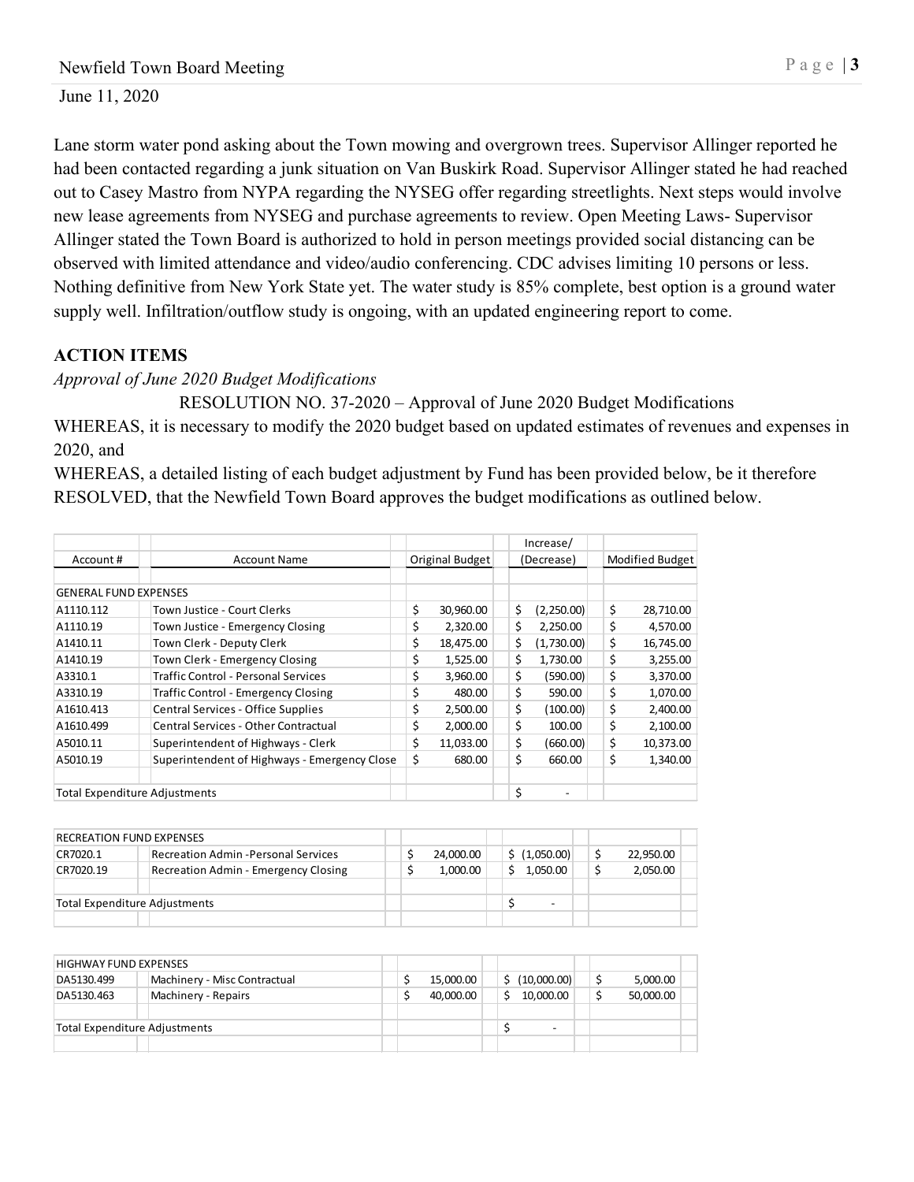Lane storm water pond asking about the Town mowing and overgrown trees. Supervisor Allinger reported he had been contacted regarding a junk situation on Van Buskirk Road. Supervisor Allinger stated he had reached out to Casey Mastro from NYPA regarding the NYSEG offer regarding streetlights. Next steps would involve new lease agreements from NYSEG and purchase agreements to review. Open Meeting Laws- Supervisor Allinger stated the Town Board is authorized to hold in person meetings provided social distancing can be observed with limited attendance and video/audio conferencing. CDC advises limiting 10 persons or less. Nothing definitive from New York State yet. The water study is 85% complete, best option is a ground water supply well. Infiltration/outflow study is ongoing, with an updated engineering report to come.

## ACTION ITEMS

*Approval of June 2020 Budget Modifications*

RESOLUTION NO. 37-2020 – Approval of June 2020 Budget Modifications

WHEREAS, it is necessary to modify the 2020 budget based on updated estimates of revenues and expenses in 2020, and

WHEREAS, a detailed listing of each budget adjustment by Fund has been provided below, be it therefore RESOLVED, that the Newfield Town Board approves the budget modifications as outlined below.

| Account # | Account Name | Original Budget | Increase/ (Decrease) | Modified Budget |
|---|---|---|---|---|
| GENERAL FUND EXPENSES | | | | |
| A1110.112 | Town Justice - Court Clerks | $ 30,960.00 | $ (2,250.00) | $ 28,710.00 |
| A1110.19 | Town Justice - Emergency Closing | $ 2,320.00 | $ 2,250.00 | $ 4,570.00 |
| A1410.11 | Town Clerk - Deputy Clerk | $ 18,475.00 | $ (1,730.00) | $ 16,745.00 |
| A1410.19 | Town Clerk - Emergency Closing | $ 1,525.00 | $ 1,730.00 | $ 3,255.00 |
| A3310.1 | Traffic Control - Personal Services | $ 3,960.00 | $ (590.00) | $ 3,370.00 |
| A3310.19 | Traffic Control - Emergency Closing | $ 480.00 | $ 590.00 | $ 1,070.00 |
| A1610.413 | Central Services - Office Supplies | $ 2,500.00 | $ (100.00) | $ 2,400.00 |
| A1610.499 | Central Services - Other Contractual | $ 2,000.00 | $ 100.00 | $ 2,100.00 |
| A5010.11 | Superintendent of Highways - Clerk | $ 11,033.00 | $ (660.00) | $ 10,373.00 |
| A5010.19 | Superintendent of Highways - Emergency Close | $ 680.00 | $ 660.00 | $ 1,340.00 |
| Total Expenditure Adjustments | | | $ - | |

| Account # | Account Name | Original Budget | Increase/ (Decrease) | Modified Budget |
|---|---|---|---|---|
| RECREATION FUND EXPENSES | | | | |
| CR7020.1 | Recreation Admin -Personal Services | $ 24,000.00 | $ (1,050.00) | $ 22,950.00 |
| CR7020.19 | Recreation Admin - Emergency Closing | $ 1,000.00 | $ 1,050.00 | $ 2,050.00 |
| Total Expenditure Adjustments | | | $ - | |

| Account # | Account Name | Original Budget | Increase/ (Decrease) | Modified Budget |
|---|---|---|---|---|
| HIGHWAY FUND EXPENSES | | | | |
| DA5130.499 | Machinery - Misc Contractual | $ 15,000.00 | $ (10,000.00) | $ 5,000.00 |
| DA5130.463 | Machinery - Repairs | $ 40,000.00 | $ 10,000.00 | $ 50,000.00 |
| Total Expenditure Adjustments | | | $ - | |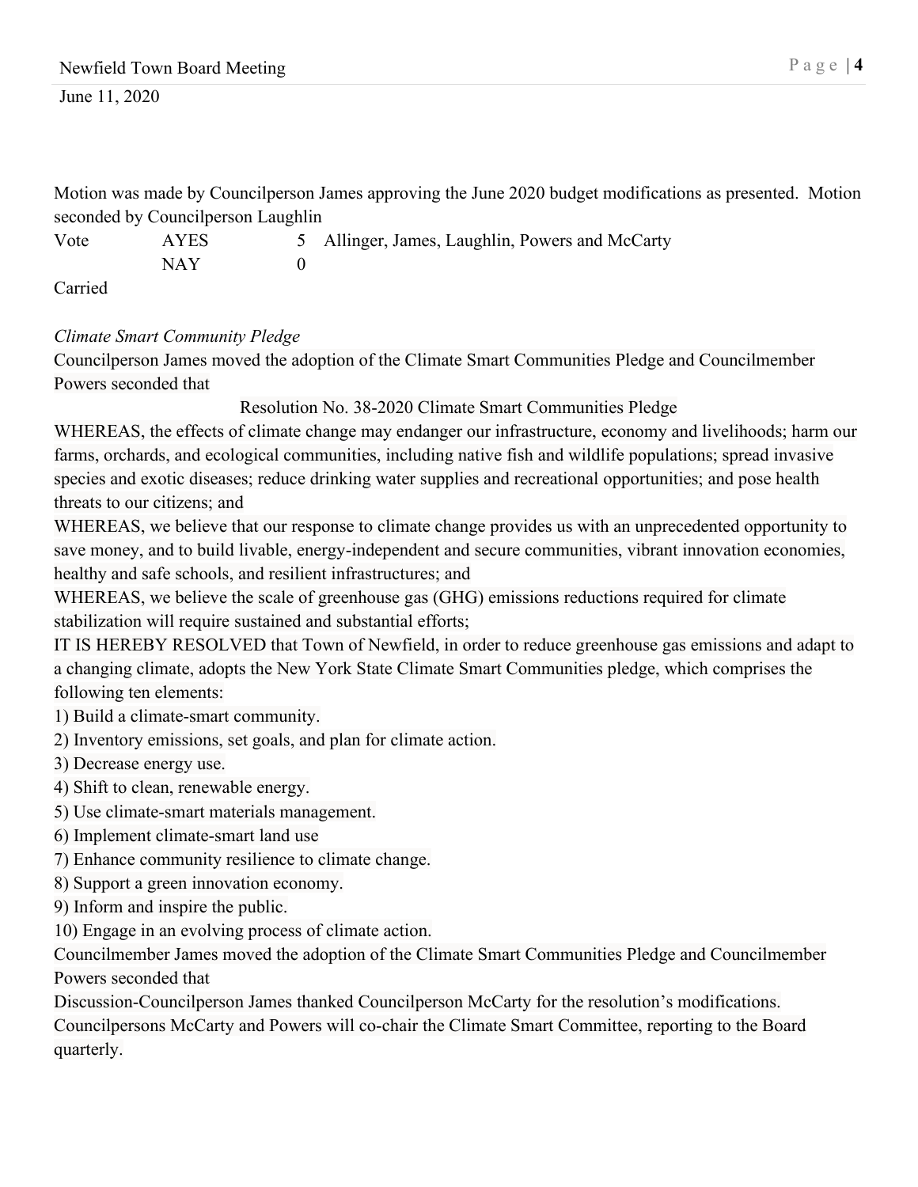Motion was made by Councilperson James approving the June 2020 budget modifications as presented. Motion seconded by Councilperson Laughlin

| Vote | AYES | 5 | Allinger, James, Laughlin, Powers and McCarty |
|---|---|---|---|
| | NAY | 0 | |

Carried

*Climate Smart Community Pledge*

Councilperson James moved the adoption of the Climate Smart Communities Pledge and Councilmember Powers seconded that

Resolution No. 38-2020 Climate Smart Communities Pledge

WHEREAS, the effects of climate change may endanger our infrastructure, economy and livelihoods; harm our farms, orchards, and ecological communities, including native fish and wildlife populations; spread invasive species and exotic diseases; reduce drinking water supplies and recreational opportunities; and pose health threats to our citizens; and

WHEREAS, we believe that our response to climate change provides us with an unprecedented opportunity to save money, and to build livable, energy-independent and secure communities, vibrant innovation economies, healthy and safe schools, and resilient infrastructures; and

WHEREAS, we believe the scale of greenhouse gas (GHG) emissions reductions required for climate stabilization will require sustained and substantial efforts;

IT IS HEREBY RESOLVED that Town of Newfield, in order to reduce greenhouse gas emissions and adapt to a changing climate, adopts the New York State Climate Smart Communities pledge, which comprises the following ten elements:

1) Build a climate-smart community.
2) Inventory emissions, set goals, and plan for climate action.
3) Decrease energy use.
4) Shift to clean, renewable energy.
5) Use climate-smart materials management.
6) Implement climate-smart land use
7) Enhance community resilience to climate change.
8) Support a green innovation economy.
9) Inform and inspire the public.
10) Engage in an evolving process of climate action.

Councilmember James moved the adoption of the Climate Smart Communities Pledge and Councilmember Powers seconded that

Discussion-Councilperson James thanked Councilperson McCarty for the resolution's modifications. Councilpersons McCarty and Powers will co-chair the Climate Smart Committee, reporting to the Board quarterly.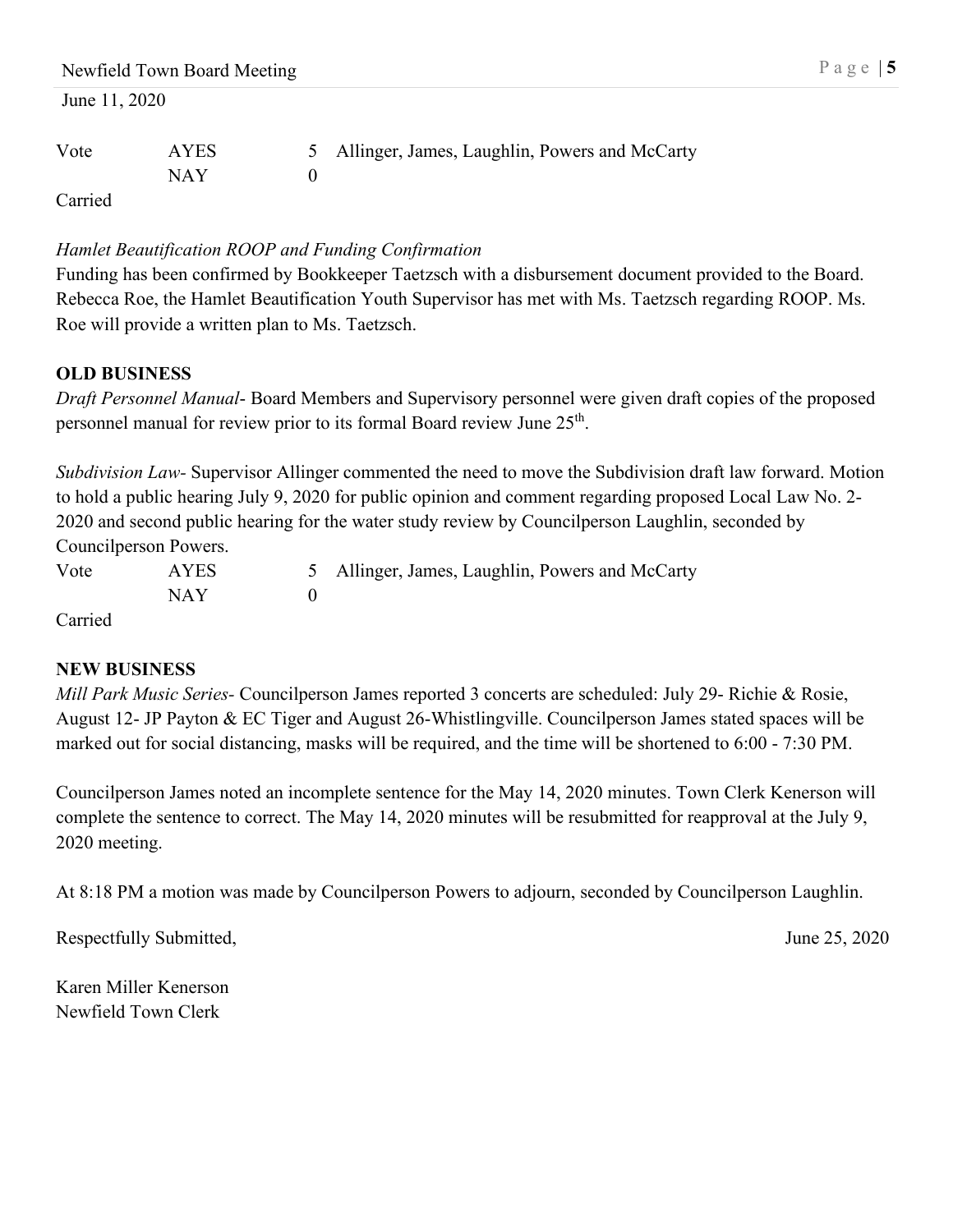June 11, 2020

| | | | |
|---|---|---|---|
| Vote | AYES | 5 | Allinger, James, Laughlin, Powers and McCarty |
| | NAY | 0 | |

Carried

*Hamlet Beautification ROOP and Funding Confirmation*
Funding has been confirmed by Bookkeeper Taetzsch with a disbursement document provided to the Board. Rebecca Roe, the Hamlet Beautification Youth Supervisor has met with Ms. Taetzsch regarding ROOP. Ms. Roe will provide a written plan to Ms. Taetzsch.

**OLD BUSINESS**

*Draft Personnel Manual*- Board Members and Supervisory personnel were given draft copies of the proposed personnel manual for review prior to its formal Board review June 25th.

*Subdivision Law*- Supervisor Allinger commented the need to move the Subdivision draft law forward. Motion to hold a public hearing July 9, 2020 for public opinion and comment regarding proposed Local Law No. 2-2020 and second public hearing for the water study review by Councilperson Laughlin, seconded by Councilperson Powers.

| | | | |
|---|---|---|---|
| Vote | AYES | 5 | Allinger, James, Laughlin, Powers and McCarty |
| | NAY | 0 | |

Carried

**NEW BUSINESS**

*Mill Park Music Series*- Councilperson James reported 3 concerts are scheduled: July 29- Richie & Rosie, August 12- JP Payton & EC Tiger and August 26-Whistlingville. Councilperson James stated spaces will be marked out for social distancing, masks will be required, and the time will be shortened to 6:00 - 7:30 PM.

Councilperson James noted an incomplete sentence for the May 14, 2020 minutes. Town Clerk Kenerson will complete the sentence to correct. The May 14, 2020 minutes will be resubmitted for reapproval at the July 9, 2020 meeting.

At 8:18 PM a motion was made by Councilperson Powers to adjourn, seconded by Councilperson Laughlin.

Respectfully Submitted, June 25, 2020

Karen Miller Kenerson
Newfield Town Clerk